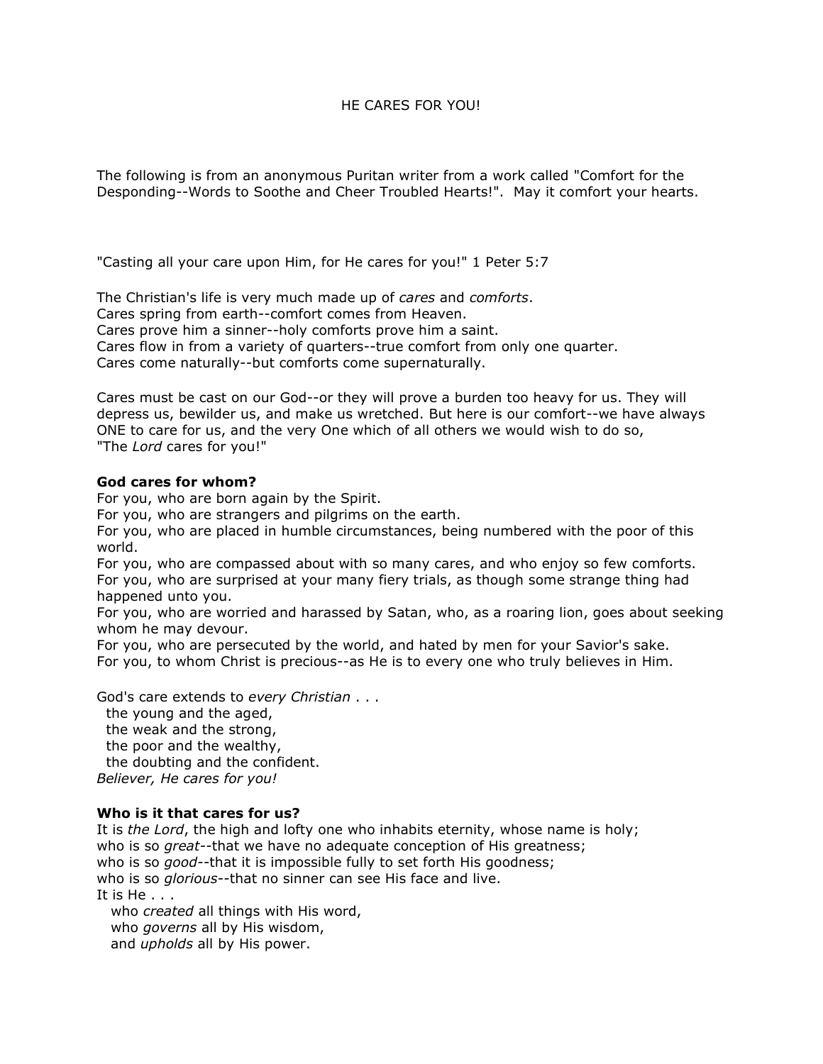# HE CARES FOR YOU!

The following is from an anonymous Puritan writer from a work called "Comfort for the Desponding--Words to Soothe and Cheer Troubled Hearts!". May it comfort your hearts.

"Casting all your care upon Him, for He cares for you!" 1 Peter 5:7

The Christian's life is very much made up of *cares* and *comforts*.
Cares spring from earth--comfort comes from Heaven.
Cares prove him a sinner--holy comforts prove him a saint.
Cares flow in from a variety of quarters--true comfort from only one quarter.
Cares come naturally--but comforts come supernaturally.

Cares must be cast on our God--or they will prove a burden too heavy for us. They will depress us, bewilder us, and make us wretched. But here is our comfort--we have always ONE to care for us, and the very One which of all others we would wish to do so, "The *Lord* cares for you!"

**God cares for whom?**

For you, who are born again by the Spirit.
For you, who are strangers and pilgrims on the earth.
For you, who are placed in humble circumstances, being numbered with the poor of this world.
For you, who are compassed about with so many cares, and who enjoy so few comforts.
For you, who are surprised at your many fiery trials, as though some strange thing had happened unto you.
For you, who are worried and harassed by Satan, who, as a roaring lion, goes about seeking whom he may devour.
For you, who are persecuted by the world, and hated by men for your Savior's sake.
For you, to whom Christ is precious--as He is to every one who truly believes in Him.

God's care extends to *every Christian* . . .
  the young and the aged,
  the weak and the strong,
  the poor and the wealthy,
  the doubting and the confident.
*Believer, He cares for you!*

**Who is it that cares for us?**

It is *the Lord*, the high and lofty one who inhabits eternity, whose name is holy;
who is so *great*--that we have no adequate conception of His greatness;
who is so *good*--that it is impossible fully to set forth His goodness;
who is so *glorious*--that no sinner can see His face and live.
It is He . . .
   who *created* all things with His word,
   who *governs* all by His wisdom,
   and *upholds* all by His power.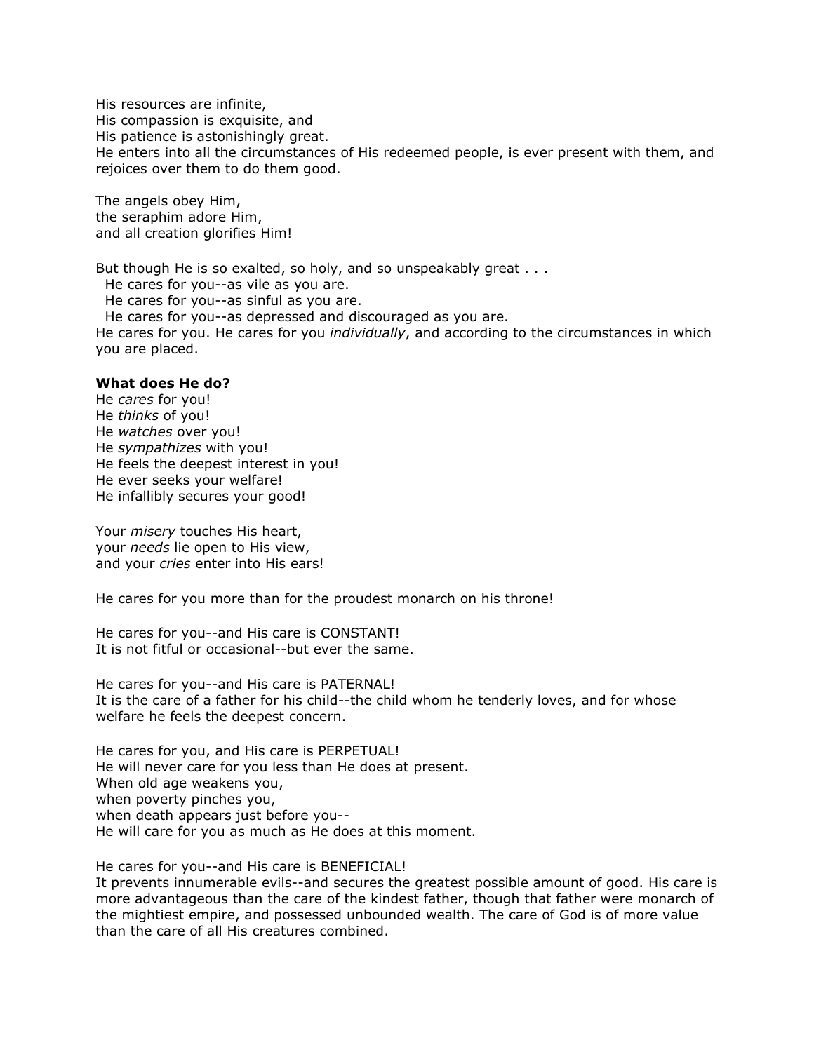His resources are infinite,
His compassion is exquisite, and
His patience is astonishingly great.
He enters into all the circumstances of His redeemed people, is ever present with them, and rejoices over them to do them good.

The angels obey Him,
the seraphim adore Him,
and all creation glorifies Him!

But though He is so exalted, so holy, and so unspeakably great . . .
  He cares for you--as vile as you are.
  He cares for you--as sinful as you are.
  He cares for you--as depressed and discouraged as you are.
He cares for you. He cares for you *individually*, and according to the circumstances in which you are placed.

**What does He do?**
He *cares* for you!
He *thinks* of you!
He *watches* over you!
He *sympathizes* with you!
He feels the deepest interest in you!
He ever seeks your welfare!
He infallibly secures your good!

Your *misery* touches His heart,
your *needs* lie open to His view,
and your *cries* enter into His ears!

He cares for you more than for the proudest monarch on his throne!

He cares for you--and His care is CONSTANT!
It is not fitful or occasional--but ever the same.

He cares for you--and His care is PATERNAL!
It is the care of a father for his child--the child whom he tenderly loves, and for whose welfare he feels the deepest concern.

He cares for you, and His care is PERPETUAL!
He will never care for you less than He does at present.
When old age weakens you,
when poverty pinches you,
when death appears just before you--
He will care for you as much as He does at this moment.

He cares for you--and His care is BENEFICIAL!
It prevents innumerable evils--and secures the greatest possible amount of good. His care is more advantageous than the care of the kindest father, though that father were monarch of the mightiest empire, and possessed unbounded wealth. The care of God is of more value than the care of all His creatures combined.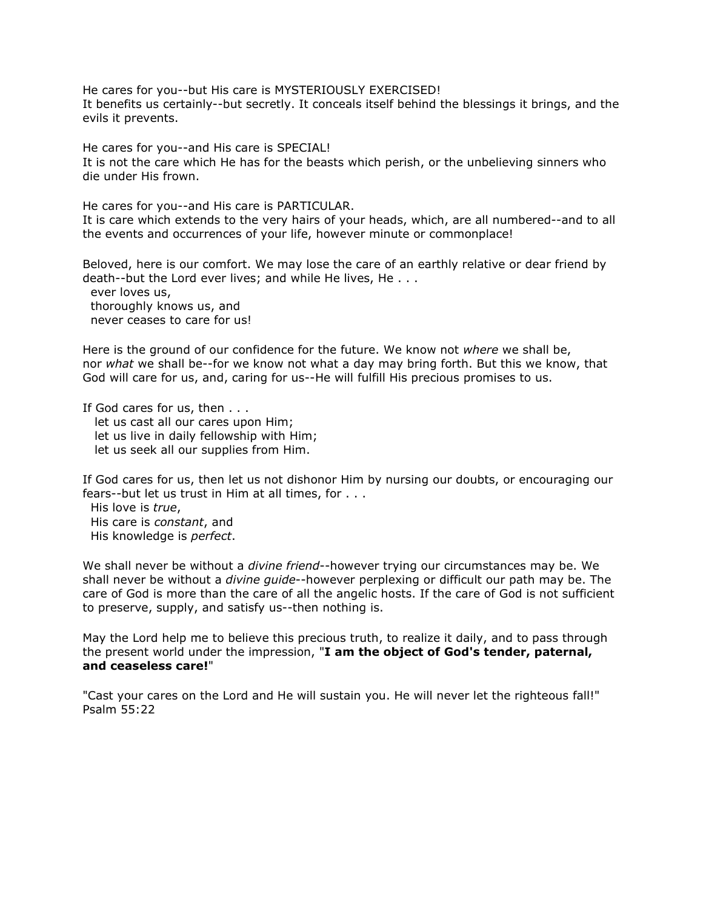He cares for you--but His care is MYSTERIOUSLY EXERCISED!
It benefits us certainly--but secretly. It conceals itself behind the blessings it brings, and the evils it prevents.

He cares for you--and His care is SPECIAL!
It is not the care which He has for the beasts which perish, or the unbelieving sinners who die under His frown.

He cares for you--and His care is PARTICULAR.
It is care which extends to the very hairs of your heads, which, are all numbered--and to all the events and occurrences of your life, however minute or commonplace!

Beloved, here is our comfort. We may lose the care of an earthly relative or dear friend by death--but the Lord ever lives; and while He lives, He . . .
ever loves us,
thoroughly knows us, and
never ceases to care for us!

Here is the ground of our confidence for the future. We know not *where* we shall be, nor *what* we shall be--for we know not what a day may bring forth. But this we know, that God will care for us, and, caring for us--He will fulfill His precious promises to us.

If God cares for us, then . . .
let us cast all our cares upon Him;
let us live in daily fellowship with Him;
let us seek all our supplies from Him.

If God cares for us, then let us not dishonor Him by nursing our doubts, or encouraging our fears--but let us trust in Him at all times, for . . .
His love is *true*,
His care is *constant*, and
His knowledge is *perfect*.

We shall never be without a *divine friend*--however trying our circumstances may be. We shall never be without a *divine guide*--however perplexing or difficult our path may be. The care of God is more than the care of all the angelic hosts. If the care of God is not sufficient to preserve, supply, and satisfy us--then nothing is.

May the Lord help me to believe this precious truth, to realize it daily, and to pass through the present world under the impression, "**I am the object of God's tender, paternal, and ceaseless care!**"

"Cast your cares on the Lord and He will sustain you. He will never let the righteous fall!"
Psalm 55:22